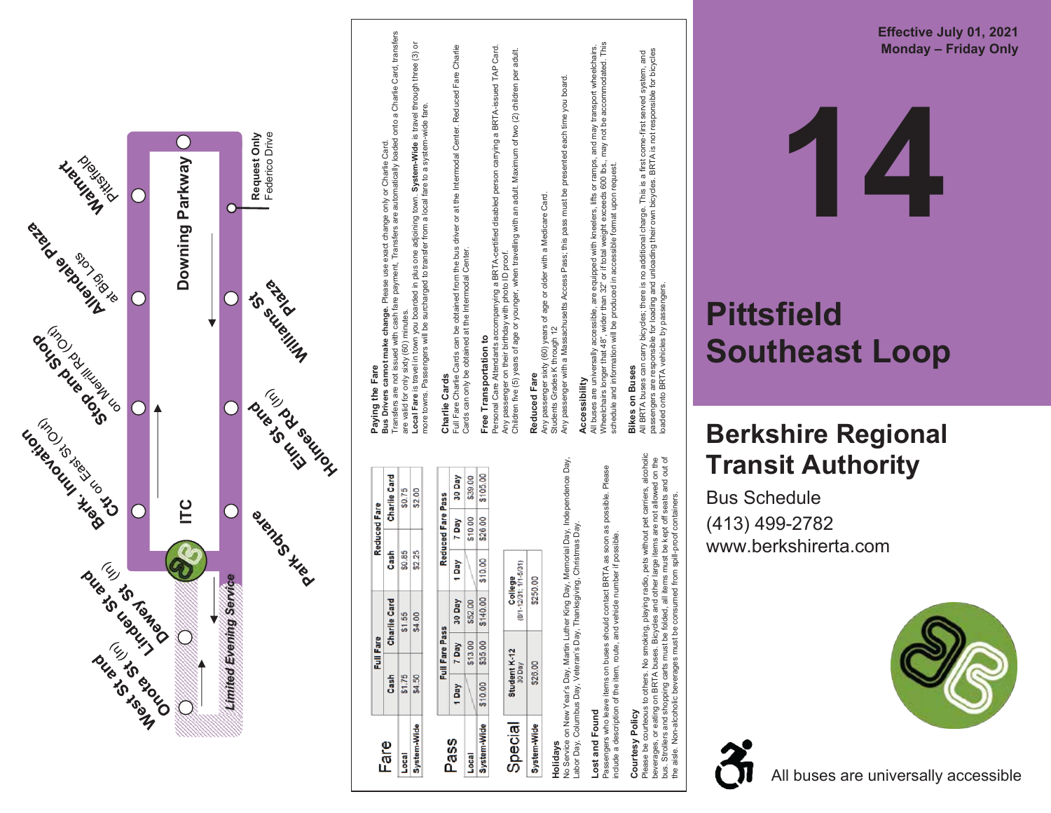Effective July 01, 2021
Monday – Friday Only

# 14

# Pittsfield Southeast Loop

## Berkshire Regional Transit Authority

Bus Schedule
(413) 499-2782
www.berkshirerta.com

All buses are universally accessible

---

Walmart Pittsfield

Allendale Plaza at Big Lois

Stop and Shop on Merrill Rd (Out)

Berk. Innovation Ctr on East St (Out)

ITC

Dewey St and Linden St (In)

West St and Onota St (In)

Downing Parkway

Request Only Federico Drive

Williams St Plaza

Elm St and Holmes Rd (In)

Park Square

Limited Evening Service

---

## Fare

| | Full Fare | | Reduced Fare | |
|---|---|---|---|---|
| | Cash | Charlie Card | Cash | Charlie Card |
| Local | $1.75 | $1.55 | $0.85 | $0.75 |
| System-Wide | $4.50 | $4.00 | $2.25 | $2.00 |

## Pass

| | Full Fare Pass | | | Reduced Fare Pass | | |
|---|---|---|---|---|---|---|
| | 1 Day | 7 Day | 30 Day | 1 Day | 7 Day | 30 Day |
| Local | | $13.00 | $52.00 | | $10.00 | $39.00 |
| System-Wide | $10.00 | $35.00 | $140.00 | $10.00 | $26.00 | $105.00 |

## Special

| | Student K-12 30 Day | College (8/1-12/31; 1/1-5/31) |
|---|---|---|
| System-Wide | $26.00 | $250.00 |

**Holidays**
No Service on New Year's Day, Martin Luther King Day, Memorial Day, Independence Day, Labor Day, Columbus Day, Veteran's Day, Thanksgiving, Christmas Day.

**Lost and Found**
Passengers who leave items on buses should contact BRTA as soon as possible. Please include a description of the item, route, and vehicle number if possible.

**Courtesy Policy**
Please be courteous to others. No smoking, playing radio, pets without pet carriers, alcoholic beverages, or eating on BRTA buses. Bicycles and other large items are not allowed on the bus. Strollers and shopping carts must be folded, all items must be kept off seats and out of the aisle. Non-alcoholic beverages must be consumed from spill-proof containers.

**Paying the Fare**
**Bus Drivers cannot make change.** Please use exact change only or Charlie Card.
Transfers are not issued with cash fare payment. Transfers are automatically loaded onto a Charlie Card, transfers are valid for only sixty (60) minutes.
**Local Fare** is travel in town you boarded in plus one adjoining town. **System-Wide** is travel through three (3) or more towns. Passengers will be surcharged to transfer from a local fare to a system-wide fare.

**Charlie Cards**
Full Fare Charlie Cards can be obtained from the bus driver or at the Intermodal Center. Reduced Fare Charlie Cards can only be obtained at the Intermodal Center.

**Free Transportation to**
Personal Care Attendants accompanying a BRTA-certified disabled person carrying a BRTA-issued TAP Card.
Any passenger on their birthday with photo ID proof.
Children five (5) years of age or younger, when travelling with an adult. Maximum of two (2) children per adult.

**Reduced Fare**
Any passenger sixty (60) years of age or older with a Medicare Card.
Students Grades K through 12
Any passenger with a Massachusetts Access Pass; this pass must be presented each time you board.

**Accessibility**
All buses are universally accessible, are equipped with kneelers, lifts or ramps, and may transport wheelchairs. Wheelchairs longer that 48", wider than 32" or if total weight exceeds 600 lbs., may not be accommodated. This schedule and information will be produced in accessible format upon request.

**Bikes on Buses**
All BRTA buses can carry bicycles; there is no additional charge. This is a first come-first served system, and passengers are responsible for loading and unloading their own bicycles. BRTA is not responsible for bicycles loaded onto BRTA vehicles by passengers.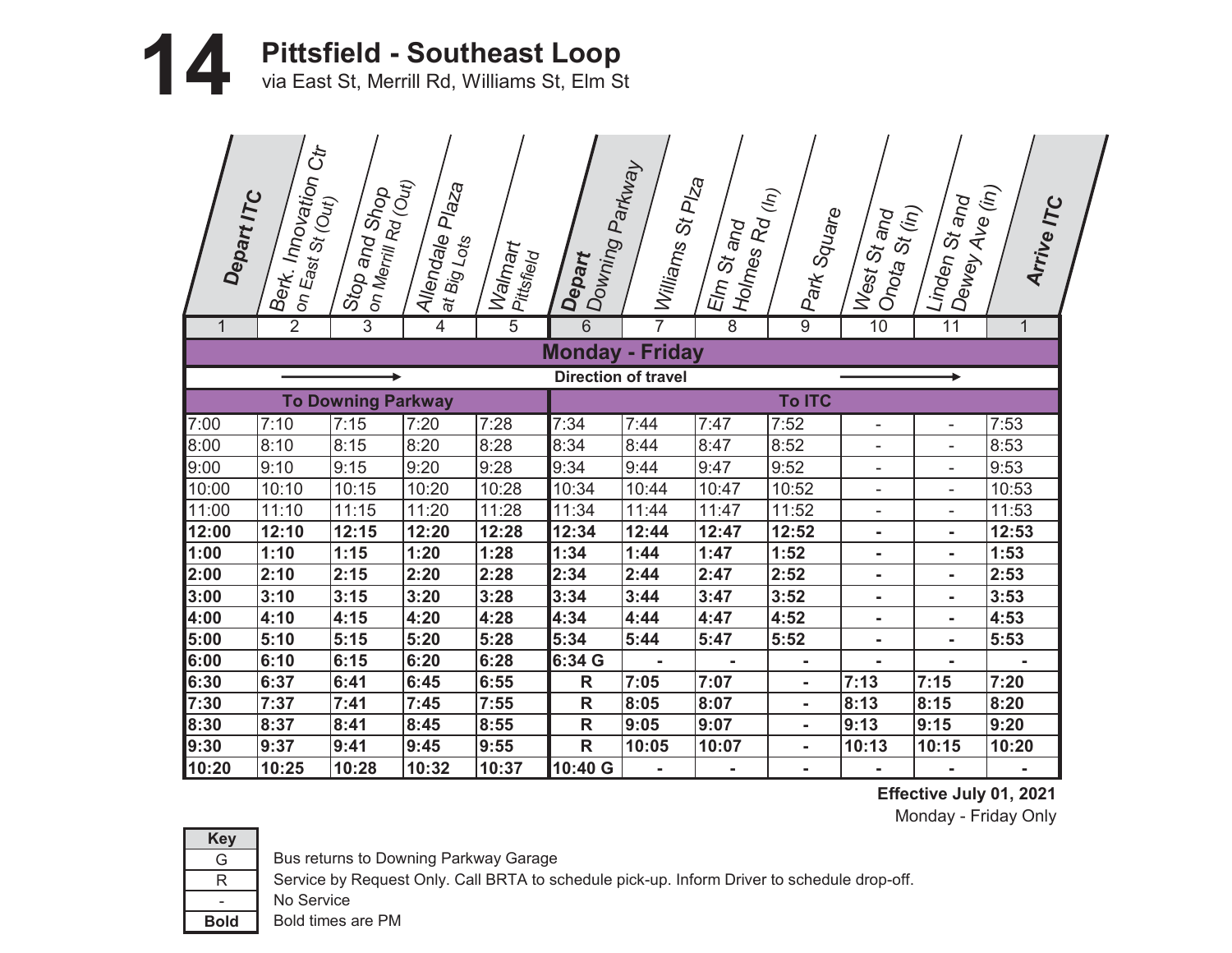# 14 Pittsfield - Southeast Loop

via East St, Merrill Rd, Williams St, Elm St

| **Depart ITC** | Berk. Innovation Ctr on East St (Out) | Stop and Shop on Merrill Rd (Out) | Allendale Plaza at Big Lots | Walmart Pittsfield | **Depart** Downing Parkway | Williams St Plza | Elm St and Holmes Rd (In) | Park Square | West St and Onota St (in) | Linden St and Dewey Ave (in) | **Arrive ITC** |
|---|---|---|---|---|---|---|---|---|---|---|---|
| 1 | 2 | 3 | 4 | 5 | 6 | 7 | 8 | 9 | 10 | 11 | 1 |
| **Monday - Friday** | | | | | | | | | | | |
| Direction of travel → | | | | | | | | | | | |
| **To Downing Parkway** | | | | | **To ITC** | | | | | | |
| 7:00 | 7:10 | 7:15 | 7:20 | 7:28 | 7:34 | 7:44 | 7:47 | 7:52 | - | - | 7:53 |
| 8:00 | 8:10 | 8:15 | 8:20 | 8:28 | 8:34 | 8:44 | 8:47 | 8:52 | - | - | 8:53 |
| 9:00 | 9:10 | 9:15 | 9:20 | 9:28 | 9:34 | 9:44 | 9:47 | 9:52 | - | - | 9:53 |
| 10:00 | 10:10 | 10:15 | 10:20 | 10:28 | 10:34 | 10:44 | 10:47 | 10:52 | - | - | 10:53 |
| 11:00 | 11:10 | 11:15 | 11:20 | 11:28 | 11:34 | 11:44 | 11:47 | 11:52 | - | - | 11:53 |
| **12:00** | **12:10** | **12:15** | **12:20** | **12:28** | **12:34** | **12:44** | **12:47** | **12:52** | **-** | **-** | **12:53** |
| **1:00** | **1:10** | **1:15** | **1:20** | **1:28** | **1:34** | **1:44** | **1:47** | **1:52** | **-** | **-** | **1:53** |
| **2:00** | **2:10** | **2:15** | **2:20** | **2:28** | **2:34** | **2:44** | **2:47** | **2:52** | **-** | **-** | **2:53** |
| **3:00** | **3:10** | **3:15** | **3:20** | **3:28** | **3:34** | **3:44** | **3:47** | **3:52** | **-** | **-** | **3:53** |
| **4:00** | **4:10** | **4:15** | **4:20** | **4:28** | **4:34** | **4:44** | **4:47** | **4:52** | **-** | **-** | **4:53** |
| **5:00** | **5:10** | **5:15** | **5:20** | **5:28** | **5:34** | **5:44** | **5:47** | **5:52** | **-** | **-** | **5:53** |
| **6:00** | **6:10** | **6:15** | **6:20** | **6:28** | **6:34 G** | **-** | **-** | **-** | **-** | **-** | **-** |
| **6:30** | **6:37** | **6:41** | **6:45** | **6:55** | **R** | **7:05** | **7:07** | **-** | **7:13** | **7:15** | **7:20** |
| **7:30** | **7:37** | **7:41** | **7:45** | **7:55** | **R** | **8:05** | **8:07** | **-** | **8:13** | **8:15** | **8:20** |
| **8:30** | **8:37** | **8:41** | **8:45** | **8:55** | **R** | **9:05** | **9:07** | **-** | **9:13** | **9:15** | **9:20** |
| **9:30** | **9:37** | **9:41** | **9:45** | **9:55** | **R** | **10:05** | **10:07** | **-** | **10:13** | **10:15** | **10:20** |
| **10:20** | **10:25** | **10:28** | **10:32** | **10:37** | **10:40 G** | **-** | **-** | **-** | **-** | **-** | **-** |

**Effective July 01, 2021**
Monday - Friday Only

| Key | |
|---|---|
| G | Bus returns to Downing Parkway Garage |
| R | Service by Request Only. Call BRTA to schedule pick-up. Inform Driver to schedule drop-off. |
| - | No Service |
| **Bold** | Bold times are PM |